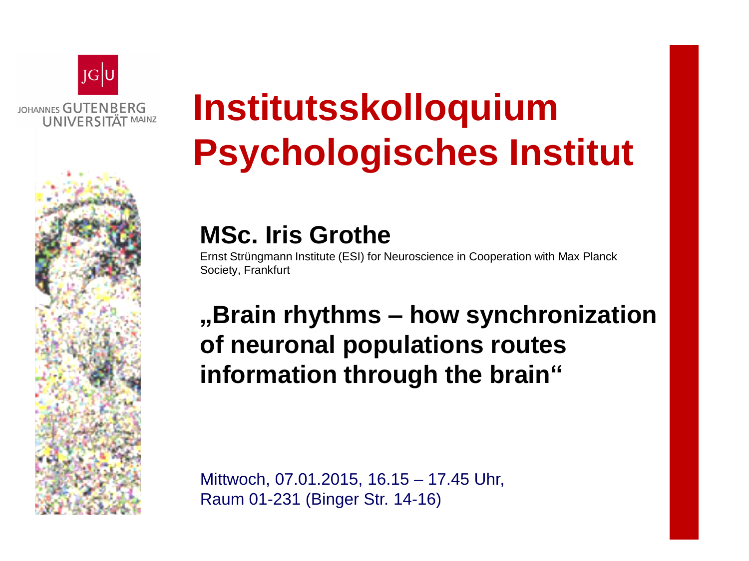JOHANNES GUTENBERG UNIVERSITÄT MAINZ

# Institutsskolloquium Psychologisches Institut

## MSc. Iris Grothe

Ernst Strüngmann Institute (ESI) for Neuroscience in Cooperation with Max Planck Society, Frankfurt

## „Brain rhythms – how synchronization of neuronal populations routes information through the brain“

Mittwoch, 07.01.2015, 16.15 – 17.45 Uhr,
Raum 01-231 (Binger Str. 14-16)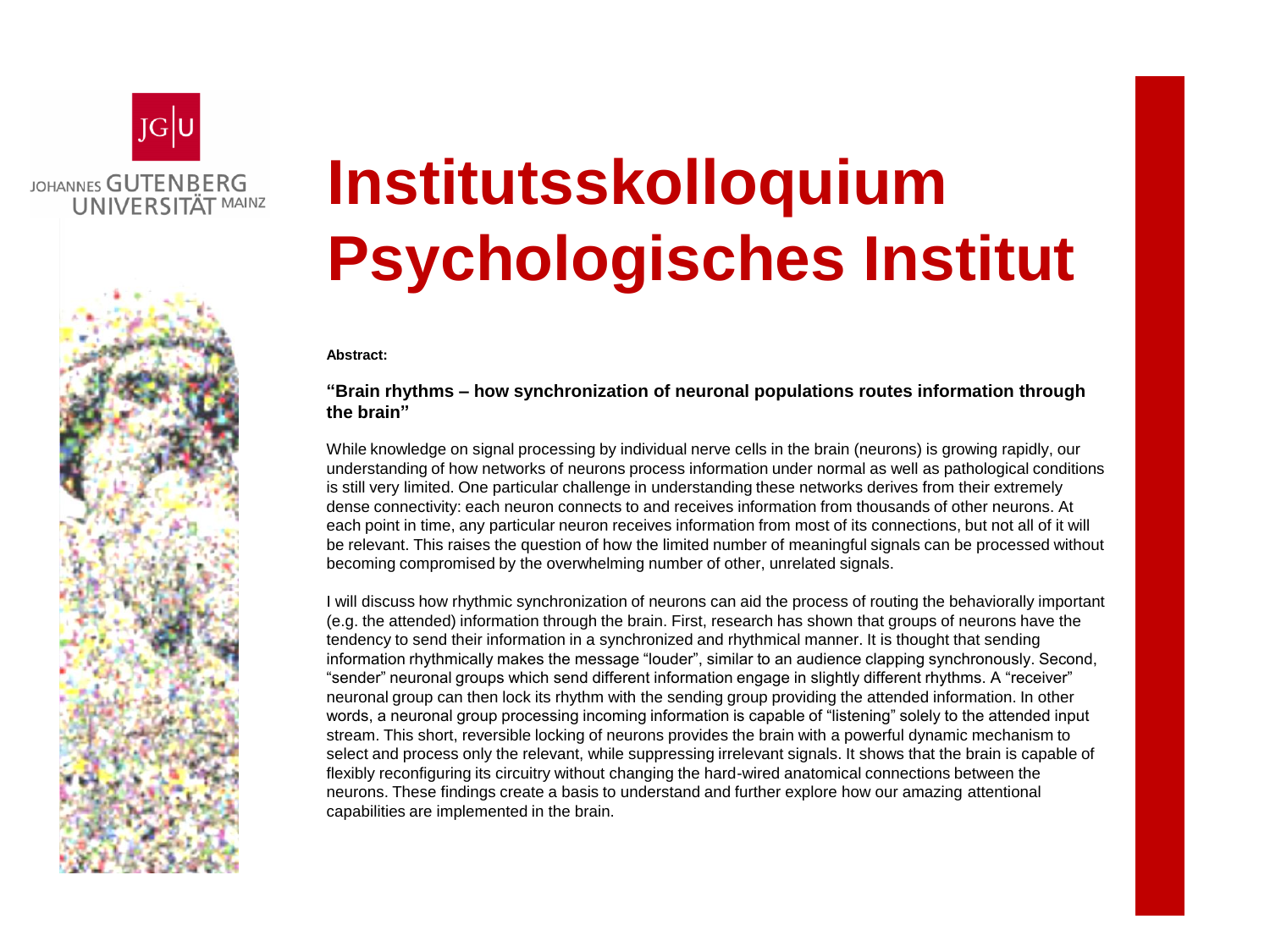JG|U

JOHANNES GUTENBERG UNIVERSITÄT MAINZ

# Institutsskolloquium Psychologisches Institut

**Abstract:**

**“Brain rhythms – how synchronization of neuronal populations routes information through the brain”**

While knowledge on signal processing by individual nerve cells in the brain (neurons) is growing rapidly, our understanding of how networks of neurons process information under normal as well as pathological conditions is still very limited. One particular challenge in understanding these networks derives from their extremely dense connectivity: each neuron connects to and receives information from thousands of other neurons. At each point in time, any particular neuron receives information from most of its connections, but not all of it will be relevant. This raises the question of how the limited number of meaningful signals can be processed without becoming compromised by the overwhelming number of other, unrelated signals.

I will discuss how rhythmic synchronization of neurons can aid the process of routing the behaviorally important (e.g. the attended) information through the brain. First, research has shown that groups of neurons have the tendency to send their information in a synchronized and rhythmical manner. It is thought that sending information rhythmically makes the message “louder”, similar to an audience clapping synchronously. Second, “sender” neuronal groups which send different information engage in slightly different rhythms. A “receiver” neuronal group can then lock its rhythm with the sending group providing the attended information. In other words, a neuronal group processing incoming information is capable of “listening” solely to the attended input stream. This short, reversible locking of neurons provides the brain with a powerful dynamic mechanism to select and process only the relevant, while suppressing irrelevant signals. It shows that the brain is capable of flexibly reconfiguring its circuitry without changing the hard-wired anatomical connections between the neurons. These findings create a basis to understand and further explore how our amazing attentional capabilities are implemented in the brain.